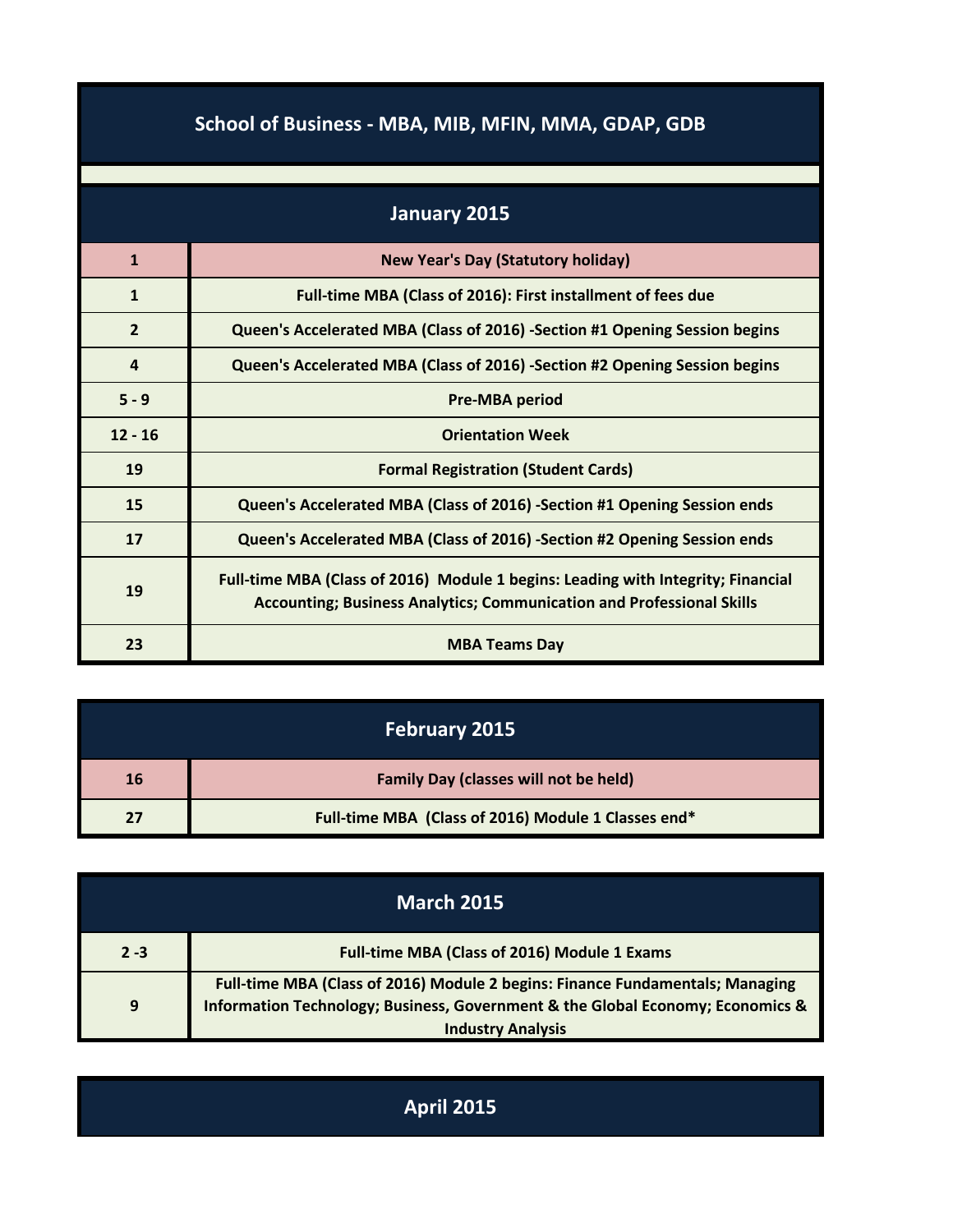# School of Business - MBA, MIB, MFIN, MMA, GDAP, GDB

## January 2015

| | |
|---|---|
| **1** | **New Year's Day (Statutory holiday)** |
| **1** | **Full-time MBA (Class of 2016): First installment of fees due** |
| **2** | **Queen's Accelerated MBA (Class of 2016) -Section #1 Opening Session begins** |
| **4** | **Queen's Accelerated MBA (Class of 2016) -Section #2 Opening Session begins** |
| **5 - 9** | **Pre-MBA period** |
| **12 - 16** | **Orientation Week** |
| **19** | **Formal Registration (Student Cards)** |
| **15** | **Queen's Accelerated MBA (Class of 2016) -Section #1 Opening Session ends** |
| **17** | **Queen's Accelerated MBA (Class of 2016) -Section #2 Opening Session ends** |
| **19** | **Full-time MBA (Class of 2016) Module 1 begins: Leading with Integrity; Financial Accounting; Business Analytics; Communication and Professional Skills** |
| **23** | **MBA Teams Day** |

## February 2015

| | |
|---|---|
| **16** | **Family Day (classes will not be held)** |
| **27** | **Full-time MBA (Class of 2016) Module 1 Classes end*** |

## March 2015

| | |
|---|---|
| **2 -3** | **Full-time MBA (Class of 2016) Module 1 Exams** |
| **9** | **Full-time MBA (Class of 2016) Module 2 begins: Finance Fundamentals; Managing Information Technology; Business, Government & the Global Economy; Economics & Industry Analysis** |

## April 2015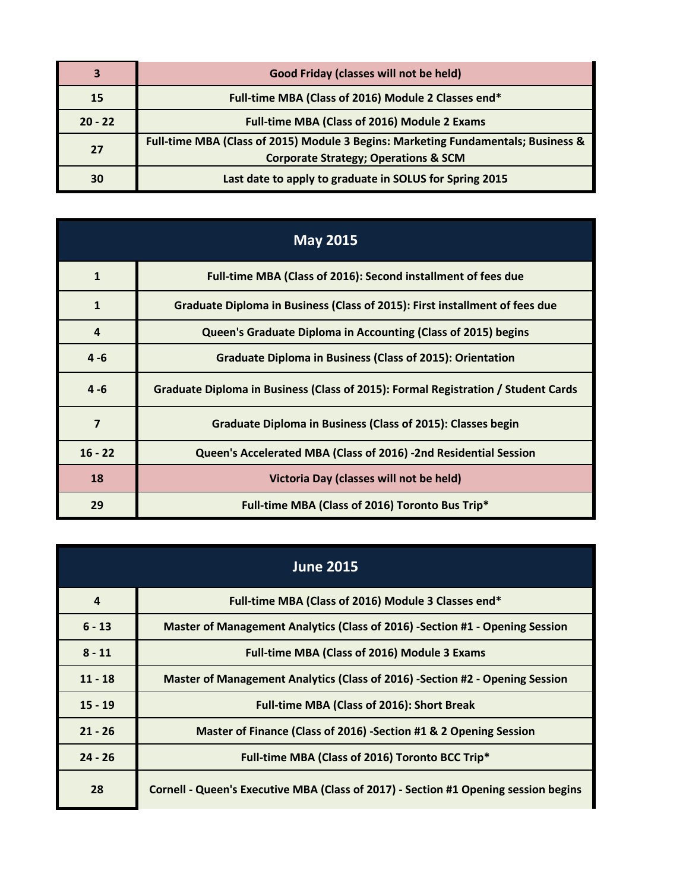| | |
|---|---|
| 3 | Good Friday (classes will not be held) |
| 15 | Full-time MBA (Class of 2016) Module 2 Classes end* |
| 20 - 22 | Full-time MBA (Class of 2016) Module 2 Exams |
| 27 | Full-time MBA (Class of 2015) Module 3 Begins: Marketing Fundamentals; Business & Corporate Strategy; Operations & SCM |
| 30 | Last date to apply to graduate in SOLUS for Spring 2015 |

## May 2015

| | |
|---|---|
| 1 | Full-time MBA (Class of 2016): Second installment of fees due |
| 1 | Graduate Diploma in Business (Class of 2015): First installment of fees due |
| 4 | Queen's Graduate Diploma in Accounting (Class of 2015) begins |
| 4 -6 | Graduate Diploma in Business (Class of 2015): Orientation |
| 4 -6 | Graduate Diploma in Business (Class of 2015): Formal Registration / Student Cards |
| 7 | Graduate Diploma in Business (Class of 2015): Classes begin |
| 16 - 22 | Queen's Accelerated MBA (Class of 2016) -2nd Residential Session |
| 18 | Victoria Day (classes will not be held) |
| 29 | Full-time MBA (Class of 2016) Toronto Bus Trip* |

## June 2015

| | |
|---|---|
| 4 | Full-time MBA (Class of 2016) Module 3 Classes end* |
| 6 - 13 | Master of Management Analytics (Class of 2016) -Section #1 - Opening Session |
| 8 - 11 | Full-time MBA (Class of 2016) Module 3 Exams |
| 11 - 18 | Master of Management Analytics (Class of 2016) -Section #2 - Opening Session |
| 15 - 19 | Full-time MBA (Class of 2016): Short Break |
| 21 - 26 | Master of Finance (Class of 2016) -Section #1 & 2 Opening Session |
| 24 - 26 | Full-time MBA (Class of 2016) Toronto BCC Trip* |
| 28 | Cornell - Queen's Executive MBA (Class of 2017) - Section #1 Opening session begins |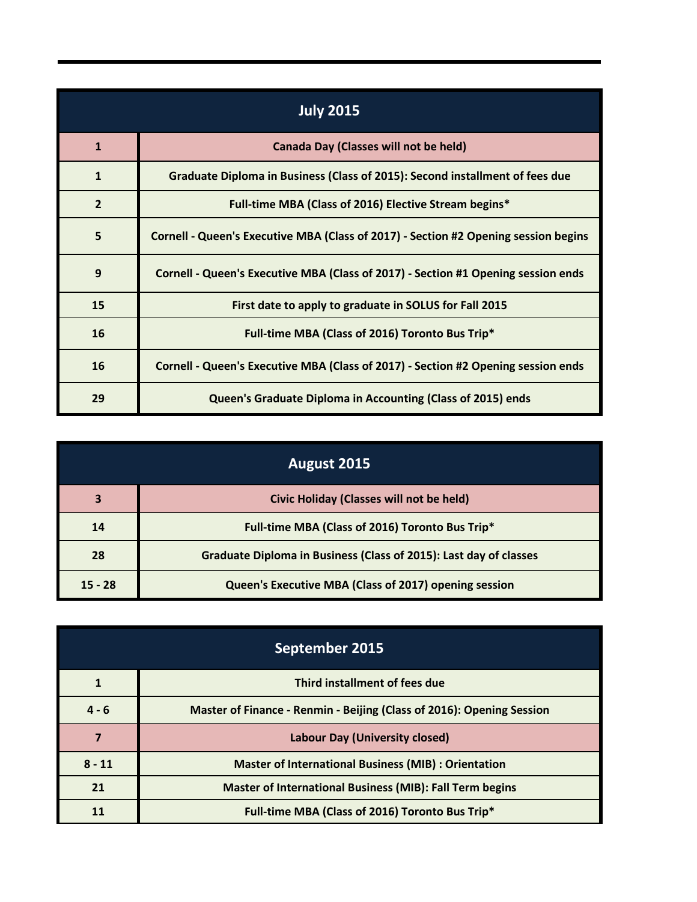| July 2015 | |
|---|---|
| 1 | Canada Day (Classes will not be held) |
| 1 | Graduate Diploma in Business (Class of 2015): Second installment of fees due |
| 2 | Full-time MBA (Class of 2016) Elective Stream begins* |
| 5 | Cornell - Queen's Executive MBA (Class of 2017) - Section #2 Opening session begins |
| 9 | Cornell - Queen's Executive MBA (Class of 2017) - Section #1 Opening session ends |
| 15 | First date to apply to graduate in SOLUS for Fall 2015 |
| 16 | Full-time MBA (Class of 2016) Toronto Bus Trip* |
| 16 | Cornell - Queen's Executive MBA (Class of 2017) - Section #2 Opening session ends |
| 29 | Queen's Graduate Diploma in Accounting (Class of 2015) ends |

| August 2015 | |
|---|---|
| 3 | Civic Holiday (Classes will not be held) |
| 14 | Full-time MBA (Class of 2016) Toronto Bus Trip* |
| 28 | Graduate Diploma in Business (Class of 2015): Last day of classes |
| 15 - 28 | Queen's Executive MBA (Class of 2017) opening session |

| September 2015 | |
|---|---|
| 1 | Third installment of fees due |
| 4 - 6 | Master of Finance - Renmin - Beijing (Class of 2016): Opening Session |
| 7 | Labour Day (University closed) |
| 8 - 11 | Master of International Business (MIB) : Orientation |
| 21 | Master of International Business (MIB): Fall Term begins |
| 11 | Full-time MBA (Class of 2016) Toronto Bus Trip* |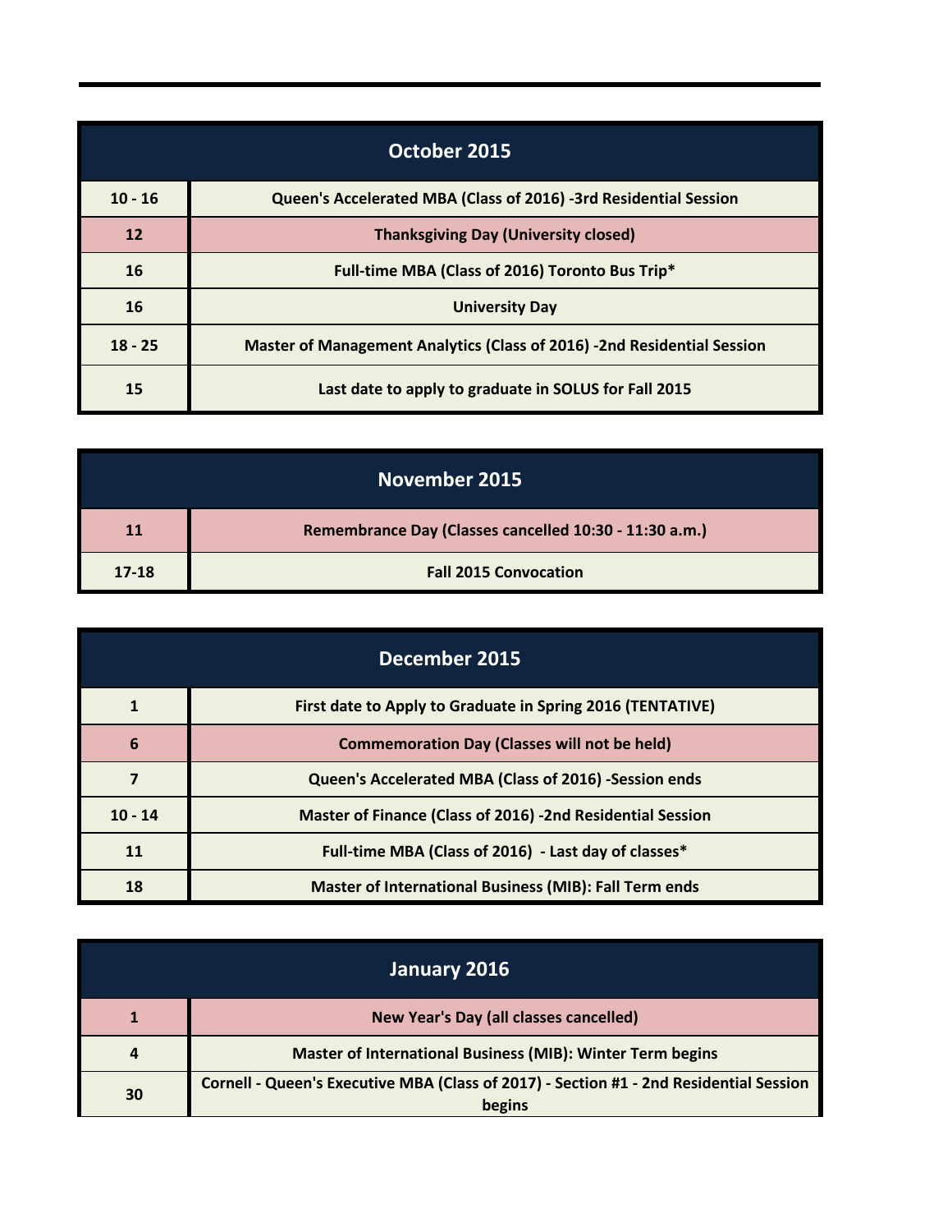| October 2015 | |
|---|---|
| 10 - 16 | Queen's Accelerated MBA (Class of 2016) -3rd Residential Session |
| 12 | Thanksgiving Day (University closed) |
| 16 | Full-time MBA (Class of 2016) Toronto Bus Trip* |
| 16 | University Day |
| 18 - 25 | Master of Management Analytics (Class of 2016) -2nd Residential Session |
| 15 | Last date to apply to graduate in SOLUS for Fall 2015 |

| November 2015 | |
|---|---|
| 11 | Remembrance Day (Classes cancelled 10:30 - 11:30 a.m.) |
| 17-18 | Fall 2015 Convocation |

| December 2015 | |
|---|---|
| 1 | First date to Apply to Graduate in Spring 2016 (TENTATIVE) |
| 6 | Commemoration Day (Classes will not be held) |
| 7 | Queen's Accelerated MBA (Class of 2016) -Session ends |
| 10 - 14 | Master of Finance (Class of 2016) -2nd Residential Session |
| 11 | Full-time MBA (Class of 2016) - Last day of classes* |
| 18 | Master of International Business (MIB): Fall Term ends |

| January 2016 | |
|---|---|
| 1 | New Year's Day (all classes cancelled) |
| 4 | Master of International Business (MIB): Winter Term begins |
| 30 | Cornell - Queen's Executive MBA (Class of 2017) - Section #1 - 2nd Residential Session begins |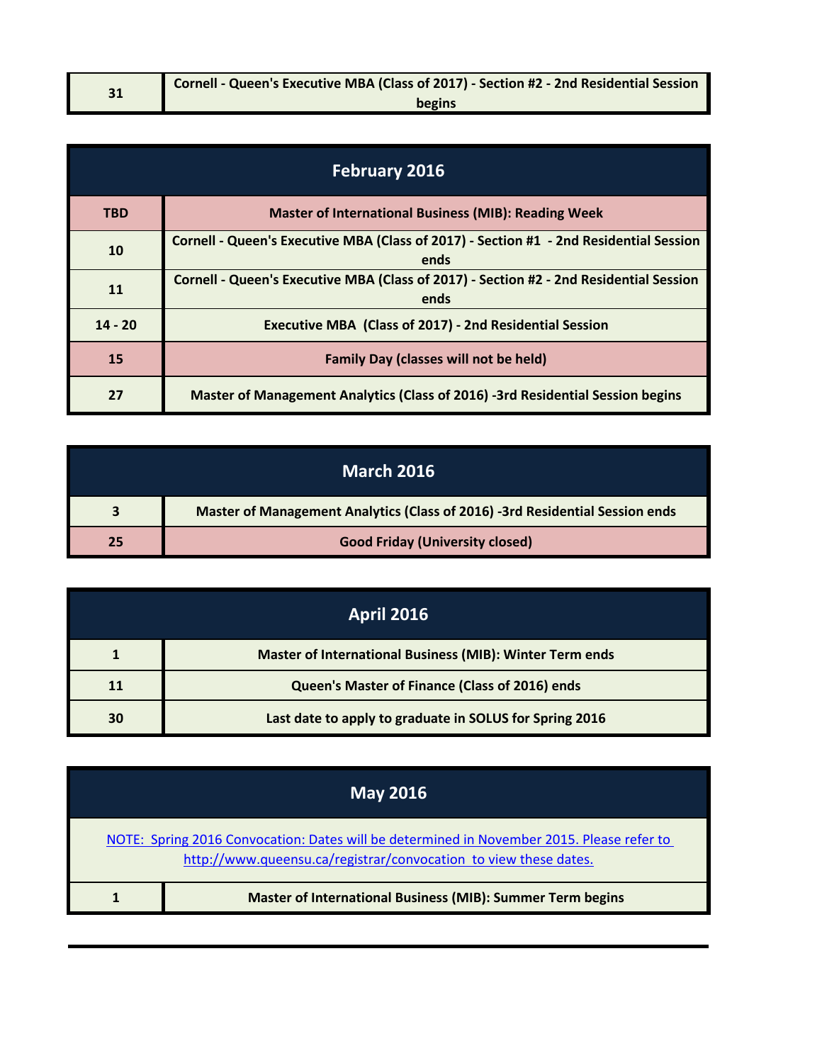| 31 | Cornell - Queen's Executive MBA (Class of 2017) - Section #2 - 2nd Residential Session begins |
|---|---|

## February 2016

| | |
|---|---|
| TBD | Master of International Business (MIB): Reading Week |
| 10 | Cornell - Queen's Executive MBA (Class of 2017) - Section #1 - 2nd Residential Session ends |
| 11 | Cornell - Queen's Executive MBA (Class of 2017) - Section #2 - 2nd Residential Session ends |
| 14 - 20 | Executive MBA (Class of 2017) - 2nd Residential Session |
| 15 | Family Day (classes will not be held) |
| 27 | Master of Management Analytics (Class of 2016) -3rd Residential Session begins |

## March 2016

| | |
|---|---|
| 3 | Master of Management Analytics (Class of 2016) -3rd Residential Session ends |
| 25 | Good Friday (University closed) |

## April 2016

| | |
|---|---|
| 1 | Master of International Business (MIB): Winter Term ends |
| 11 | Queen's Master of Finance (Class of 2016) ends |
| 30 | Last date to apply to graduate in SOLUS for Spring 2016 |

## May 2016

NOTE: Spring 2016 Convocation: Dates will be determined in November 2015. Please refer to http://www.queensu.ca/registrar/convocation to view these dates.

| | |
|---|---|
| 1 | Master of International Business (MIB): Summer Term begins |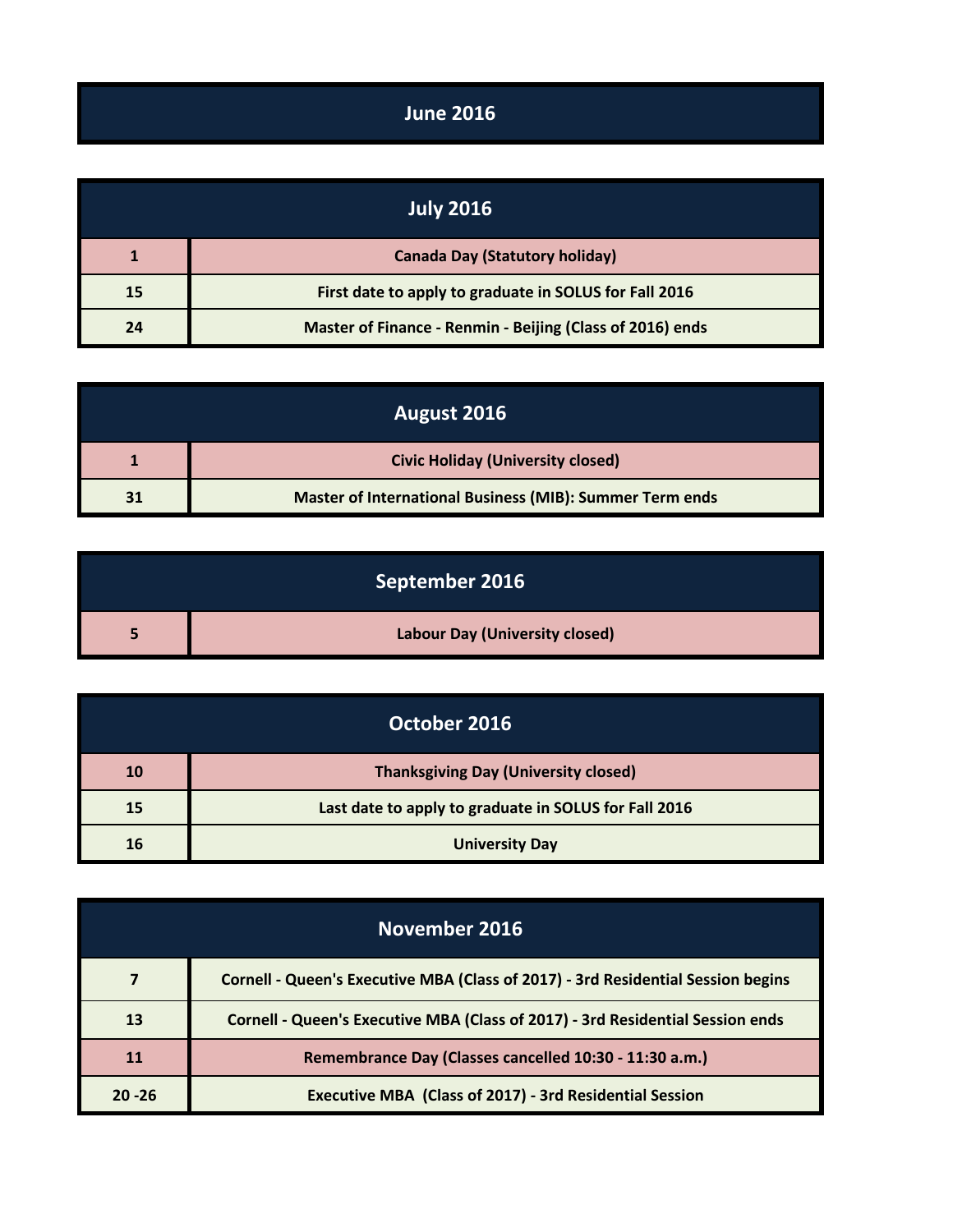## June 2016

## July 2016

| | |
|---|---|
| 1 | Canada Day (Statutory holiday) |
| 15 | First date to apply to graduate in SOLUS for Fall 2016 |
| 24 | Master of Finance - Renmin - Beijing (Class of 2016) ends |

## August 2016

| | |
|---|---|
| 1 | Civic Holiday (University closed) |
| 31 | Master of International Business (MIB): Summer Term ends |

## September 2016

| | |
|---|---|
| 5 | Labour Day (University closed) |

## October 2016

| | |
|---|---|
| 10 | Thanksgiving Day (University closed) |
| 15 | Last date to apply to graduate in SOLUS for Fall 2016 |
| 16 | University Day |

## November 2016

| | |
|---|---|
| 7 | Cornell - Queen's Executive MBA (Class of 2017) - 3rd Residential Session begins |
| 13 | Cornell - Queen's Executive MBA (Class of 2017) - 3rd Residential Session ends |
| 11 | Remembrance Day (Classes cancelled 10:30 - 11:30 a.m.) |
| 20 -26 | Executive MBA (Class of 2017) - 3rd Residential Session |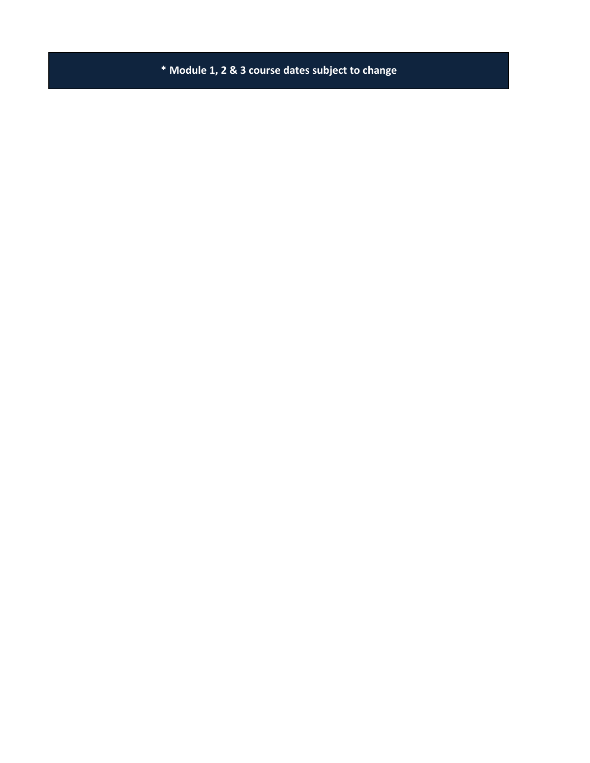**\* Module 1, 2 & 3 course dates subject to change**